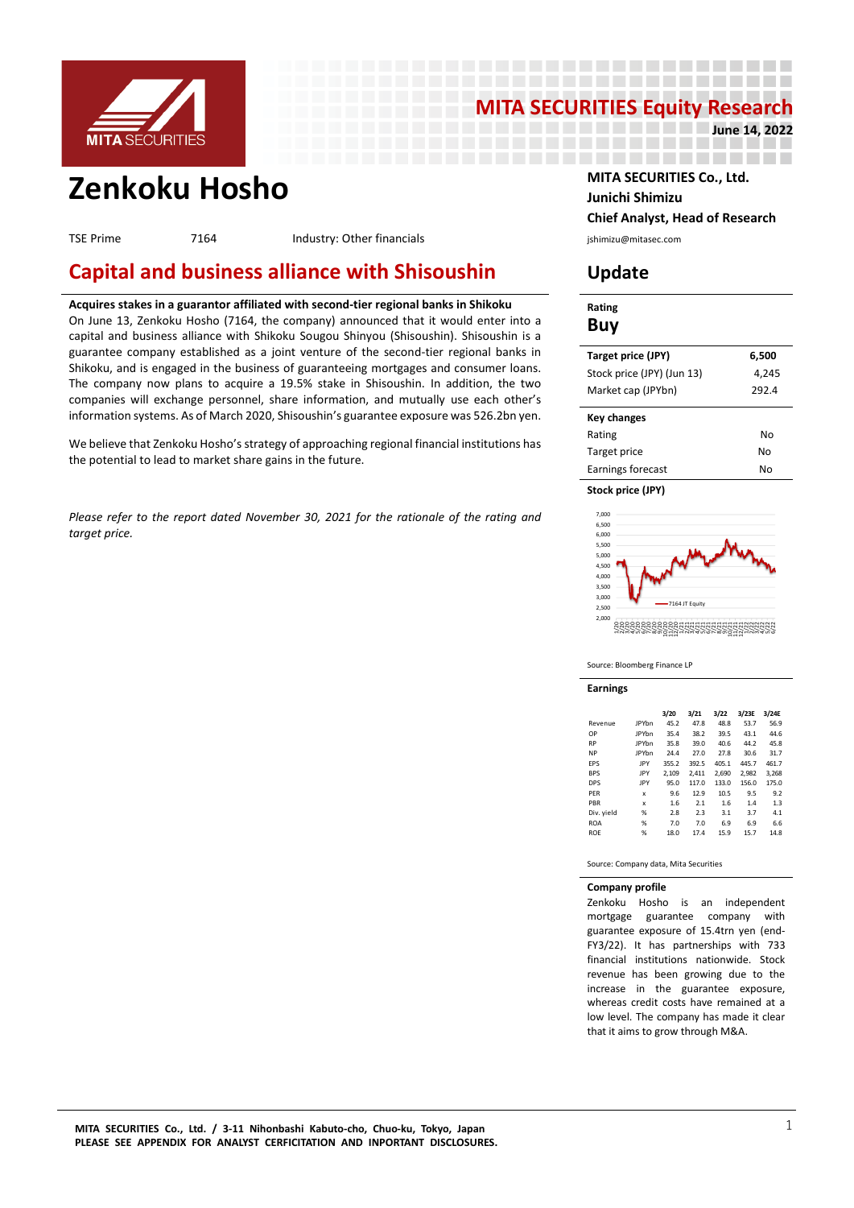# MITA SECURITIES Equity Research

June 14, 2022

# Zenkoku Hosho

TSE Prime | 7164 | Industry: Other financials

MITA SECURITIES Co., Ltd.
Junichi Shimizu
Chief Analyst, Head of Research
jshimizu@mitasec.com

## Capital and business alliance with Shisoushin

**Acquires stakes in a guarantor affiliated with second-tier regional banks in Shikoku**

On June 13, Zenkoku Hosho (7164, the company) announced that it would enter into a capital and business alliance with Shikoku Sougou Shinyou (Shisoushin). Shisoushin is a guarantee company established as a joint venture of the second-tier regional banks in Shikoku, and is engaged in the business of guaranteeing mortgages and consumer loans. The company now plans to acquire a 19.5% stake in Shisoushin. In addition, the two companies will exchange personnel, share information, and mutually use each other's information systems. As of March 2020, Shisoushin's guarantee exposure was 526.2bn yen.

We believe that Zenkoku Hosho's strategy of approaching regional financial institutions has the potential to lead to market share gains in the future.

*Please refer to the report dated November 30, 2021 for the rationale of the rating and target price.*

## Update

**Rating**

**Buy**

| Target price (JPY) | 6,500 |
|---|---|
| Stock price (JPY) (Jun 13) | 4,245 |
| Market cap (JPYbn) | 292.4 |

| Key changes | |
|---|---|
| Rating | No |
| Target price | No |
| Earnings forecast | No |

**Stock price (JPY)**

Source: Bloomberg Finance LP

**Earnings**

| | | 3/20 | 3/21 | 3/22 | 3/23E | 3/24E |
|---|---|---|---|---|---|---|
| Revenue | JPYbn | 45.2 | 47.8 | 48.8 | 53.7 | 56.9 |
| OP | JPYbn | 35.4 | 38.2 | 39.5 | 43.1 | 44.6 |
| RP | JPYbn | 35.8 | 39.0 | 40.6 | 44.2 | 45.8 |
| NP | JPYbn | 24.4 | 27.0 | 27.8 | 30.6 | 31.7 |
| EPS | JPY | 355.2 | 392.5 | 405.1 | 445.7 | 461.7 |
| BPS | JPY | 2,109 | 2,411 | 2,690 | 2,982 | 3,268 |
| DPS | JPY | 95.0 | 117.0 | 133.0 | 156.0 | 175.0 |
| PER | x | 9.6 | 12.9 | 10.5 | 9.5 | 9.2 |
| PBR | x | 1.6 | 2.1 | 1.6 | 1.4 | 1.3 |
| Div. yield | % | 2.8 | 2.3 | 3.1 | 3.7 | 4.1 |
| ROA | % | 7.0 | 7.0 | 6.9 | 6.9 | 6.6 |
| ROE | % | 18.0 | 17.4 | 15.9 | 15.7 | 14.8 |

Source: Company data, Mita Securities

**Company profile**

Zenkoku Hosho is an independent mortgage guarantee company with guarantee exposure of 15.4trn yen (end-FY3/22). It has partnerships with 733 financial institutions nationwide. Stock revenue has been growing due to the increase in the guarantee exposure, whereas credit costs have remained at a low level. The company has made it clear that it aims to grow through M&A.

**MITA SECURITIES Co., Ltd. / 3-11 Nihonbashi Kabuto-cho, Chuo-ku, Tokyo, Japan**
**PLEASE SEE APPENDIX FOR ANALYST CERFICITATION AND INPORTANT DISCLOSURES.**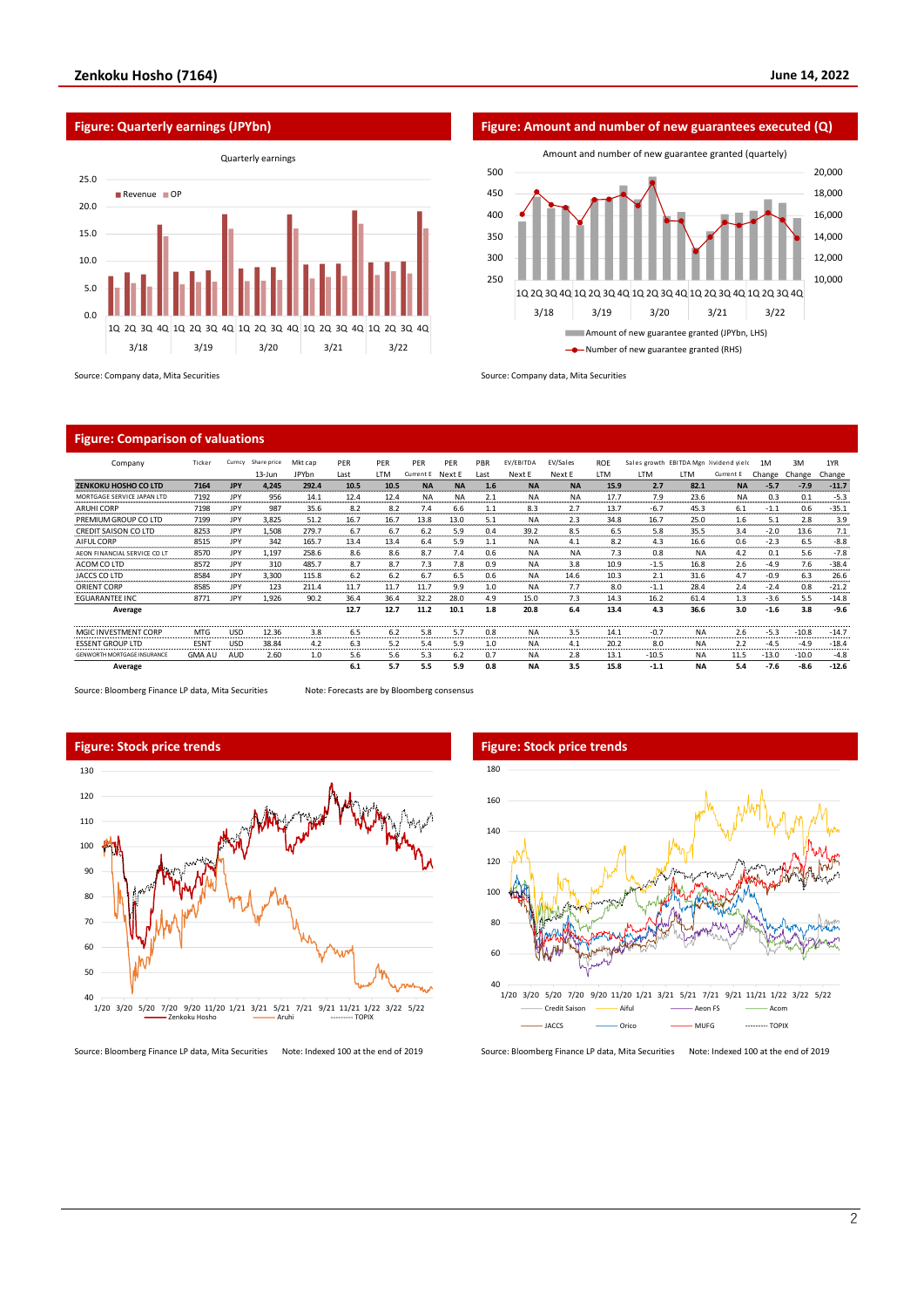## Figure: Quarterly earnings (JPYbn)

Source: Company data, Mita Securities

## Figure: Amount and number of new guarantees executed (Q)

Source: Company data, Mita Securities

## Figure: Comparison of valuations

| Company | Ticker | Curncy | Share price | Mkt cap | PER | PER | PER | PER | PBR | EV/EBITDA | EV/Sales | ROE | Sales growth | EBITDA Mgn | Dividend yield | 1M | 3M | 1YR |
|---|---|---|---|---|---|---|---|---|---|---|---|---|---|---|---|---|---|---|
| | | | 13-Jun | JPYbn | Last | LTM | Current E | Next E | Last | Next E | Next E | LTM | LTM | LTM | Current E | Change | Change | Change |
| **ZENKOKU HOSHO CO LTD** | **7164** | **JPY** | **4,245** | **292.4** | **10.5** | **10.5** | **NA** | **NA** | **1.6** | **NA** | **NA** | **15.9** | **2.7** | **82.1** | **NA** | **-5.7** | **-7.9** | **-11.7** |
| MORTGAGE SERVICE JAPAN LTD | 7192 | JPY | 956 | 14.1 | 12.4 | 12.4 | NA | NA | 2.1 | NA | NA | 17.7 | 7.9 | 23.6 | NA | 0.3 | 0.1 | -5.3 |
| ARUHI CORP | 7198 | JPY | 987 | 35.6 | 8.2 | 8.2 | 7.4 | 6.6 | 1.1 | 8.3 | 2.7 | 13.7 | -6.7 | 45.3 | 6.1 | -1.1 | 0.6 | -35.1 |
| PREMIUM GROUP CO LTD | 7199 | JPY | 3,825 | 51.2 | 16.7 | 16.7 | 13.8 | 13.0 | 5.1 | NA | 2.3 | 34.8 | 16.7 | 25.0 | 1.6 | 5.1 | 2.8 | 3.9 |
| CREDIT SAISON CO LTD | 8253 | JPY | 1,508 | 279.7 | 6.7 | 6.7 | 6.2 | 5.9 | 0.4 | 39.2 | 8.5 | 6.5 | 5.8 | 35.5 | 3.4 | -2.0 | 13.6 | 7.1 |
| AIFUL CORP | 8515 | JPY | 342 | 165.7 | 13.4 | 13.4 | 6.4 | 5.9 | 1.1 | NA | 4.1 | 8.2 | 4.3 | 16.6 | 0.6 | -2.3 | 6.5 | -8.8 |
| AEON FINANCIAL SERVICE CO LT | 8570 | JPY | 1,197 | 258.6 | 8.6 | 8.6 | 8.7 | 7.4 | 0.6 | NA | NA | 7.3 | 0.8 | NA | 4.2 | 0.1 | 5.6 | -7.8 |
| ACOM CO LTD | 8572 | JPY | 310 | 485.7 | 8.7 | 8.7 | 7.3 | 7.8 | 0.9 | NA | 3.8 | 10.9 | -1.5 | 16.8 | 2.6 | -4.9 | 7.6 | -38.4 |
| JACCS CO LTD | 8584 | JPY | 3,300 | 115.8 | 6.2 | 6.2 | 6.7 | 6.5 | 0.6 | NA | 14.6 | 10.3 | 2.1 | 31.6 | 4.7 | -0.9 | 6.3 | 26.6 |
| ORIENT CORP | 8585 | JPY | 123 | 211.4 | 11.7 | 11.7 | 11.7 | 9.9 | 1.0 | NA | 7.7 | 8.0 | -1.1 | 28.4 | 2.4 | -2.4 | 0.8 | -21.2 |
| EGUARANTEE INC | 8771 | JPY | 1,926 | 90.2 | 36.4 | 36.4 | 32.2 | 28.0 | 4.9 | 15.0 | 7.3 | 14.3 | 16.2 | 61.4 | 1.3 | -3.6 | 5.5 | -14.8 |
| **Average** | | | | | **12.7** | **12.7** | **11.2** | **10.1** | **1.8** | **20.8** | **6.4** | **13.4** | **4.3** | **36.6** | **3.0** | **-1.6** | **3.8** | **-9.6** |
| MGIC INVESTMENT CORP | MTG | USD | 12.36 | 3.8 | 6.5 | 6.2 | 5.8 | 5.7 | 0.8 | NA | 3.5 | 14.1 | -0.7 | NA | 2.6 | -5.3 | -10.8 | -14.7 |
| ESSENT GROUP LTD | ESNT | USD | 38.84 | 4.2 | 6.3 | 5.2 | 5.4 | 5.9 | 1.0 | NA | 4.1 | 20.2 | 8.0 | NA | 2.2 | -4.5 | -4.9 | -18.4 |
| GENWORTH MORTGAGE INSURANCE | GMA AU | AUD | 2.60 | 1.0 | 5.6 | 5.6 | 5.3 | 6.2 | 0.7 | NA | 2.8 | 13.1 | -10.5 | NA | 11.5 | -13.0 | -10.0 | -4.8 |
| **Average** | | | | | **6.1** | **5.7** | **5.5** | **5.9** | **0.8** | **NA** | **3.5** | **15.8** | **-1.1** | **NA** | **5.4** | **-7.6** | **-8.6** | **-12.6** |

Source: Bloomberg Finance LP data, Mita Securities Note: Forecasts are by Bloomberg consensus

## Figure: Stock price trends

Source: Bloomberg Finance LP data, Mita Securities Note: Indexed 100 at the end of 2019

## Figure: Stock price trends

Source: Bloomberg Finance LP data, Mita Securities Note: Indexed 100 at the end of 2019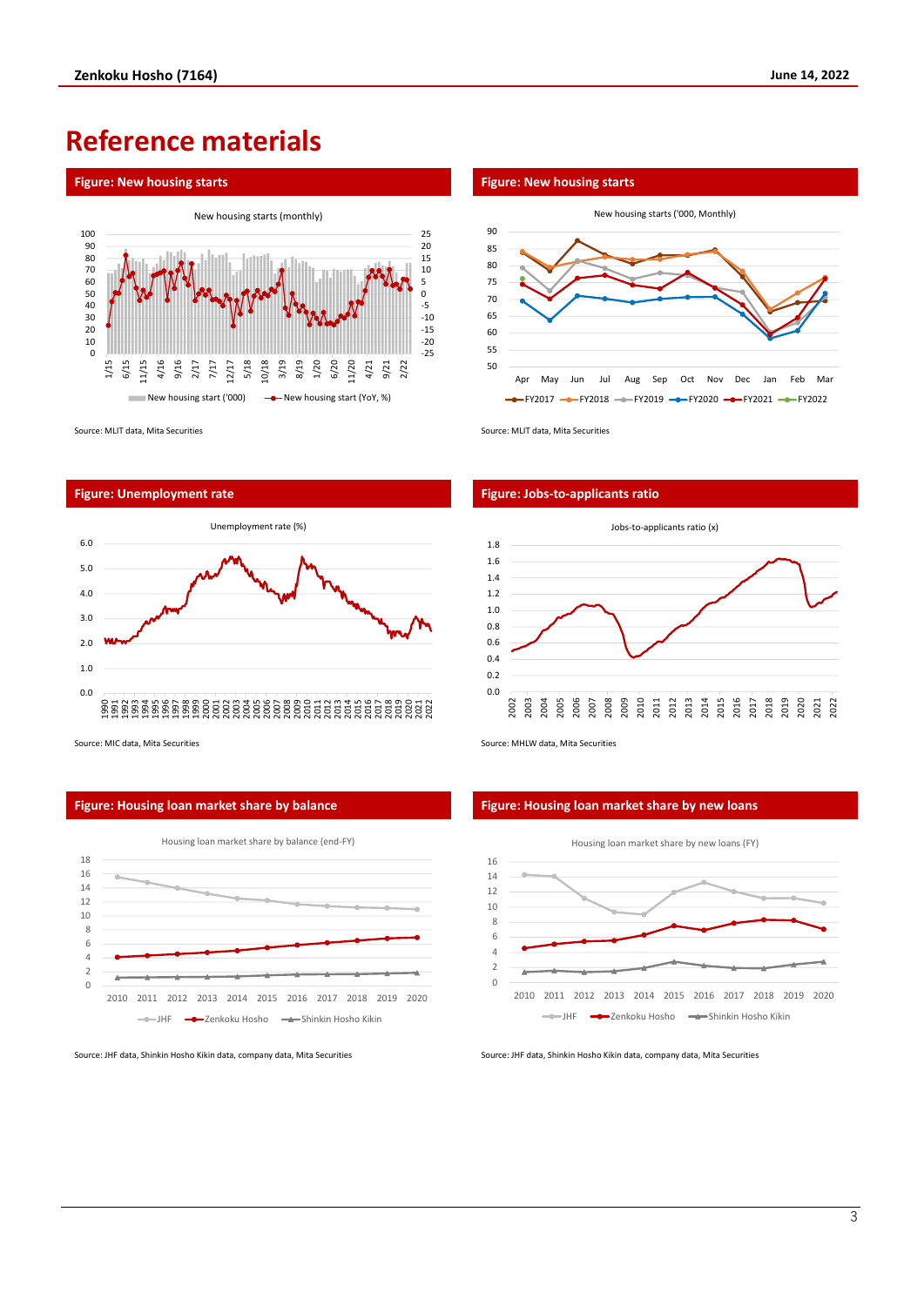# Reference materials

**Figure: New housing starts**

New housing starts (monthly)

New housing start ('000) / New housing start (YoY, %)

Source: MLIT data, Mita Securities

**Figure: New housing starts**

New housing starts ('000, Monthly)

FY2017 / FY2018 / FY2019 / FY2020 / FY2021 / FY2022

Source: MLIT data, Mita Securities

**Figure: Unemployment rate**

Unemployment rate (%)

Source: MIC data, Mita Securities

**Figure: Jobs-to-applicants ratio**

Jobs-to-applicants ratio (x)

Source: MHLW data, Mita Securities

**Figure: Housing loan market share by balance**

Housing loan market share by balance (end-FY)

JHF / Zenkoku Hosho / Shinkin Hosho Kikin

Source: JHF data, Shinkin Hosho Kikin data, company data, Mita Securities

**Figure: Housing loan market share by new loans**

Housing loan market share by new loans (FY)

JHF / Zenkoku Hosho / Shinkin Hosho Kikin

Source: JHF data, Shinkin Hosho Kikin data, company data, Mita Securities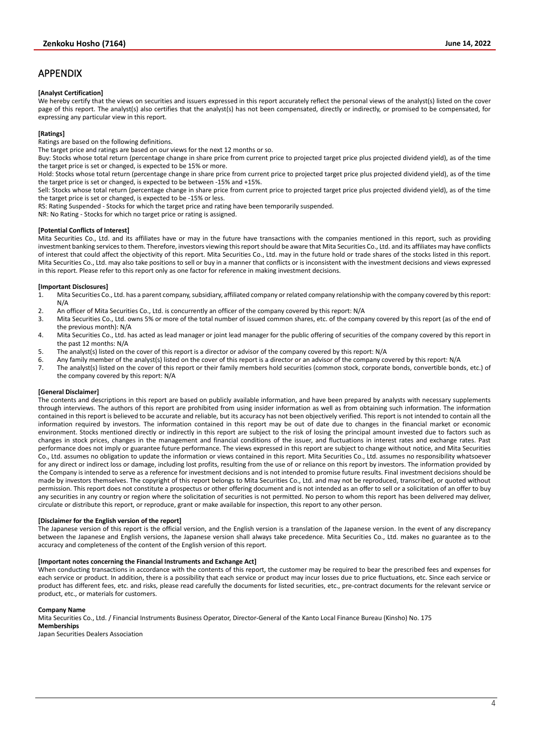# APPENDIX

**[Analyst Certification]**

We hereby certify that the views on securities and issuers expressed in this report accurately reflect the personal views of the analyst(s) listed on the cover page of this report. The analyst(s) also certifies that the analyst(s) has not been compensated, directly or indirectly, or promised to be compensated, for expressing any particular view in this report.

**[Ratings]**

Ratings are based on the following definitions.

The target price and ratings are based on our views for the next 12 months or so.

Buy: Stocks whose total return (percentage change in share price from current price to projected target price plus projected dividend yield), as of the time the target price is set or changed, is expected to be 15% or more.

Hold: Stocks whose total return (percentage change in share price from current price to projected target price plus projected dividend yield), as of the time the target price is set or changed, is expected to be between -15% and +15%.

Sell: Stocks whose total return (percentage change in share price from current price to projected target price plus projected dividend yield), as of the time the target price is set or changed, is expected to be -15% or less.

RS: Rating Suspended - Stocks for which the target price and rating have been temporarily suspended.

NR: No Rating - Stocks for which no target price or rating is assigned.

**[Potential Conflicts of Interest]**

Mita Securities Co., Ltd. and its affiliates have or may in the future have transactions with the companies mentioned in this report, such as providing investment banking services to them. Therefore, investors viewing this report should be aware that Mita Securities Co., Ltd. and its affiliates may have conflicts of interest that could affect the objectivity of this report. Mita Securities Co., Ltd. may in the future hold or trade shares of the stocks listed in this report. Mita Securities Co., Ltd. may also take positions to sell or buy in a manner that conflicts or is inconsistent with the investment decisions and views expressed in this report. Please refer to this report only as one factor for reference in making investment decisions.

**[Important Disclosures]**

1. Mita Securities Co., Ltd. has a parent company, subsidiary, affiliated company or related company relationship with the company covered by this report: N/A
2. An officer of Mita Securities Co., Ltd. is concurrently an officer of the company covered by this report: N/A
3. Mita Securities Co., Ltd. owns 5% or more of the total number of issued common shares, etc. of the company covered by this report (as of the end of the previous month): N/A
4. Mita Securities Co., Ltd. has acted as lead manager or joint lead manager for the public offering of securities of the company covered by this report in the past 12 months: N/A
5. The analyst(s) listed on the cover of this report is a director or advisor of the company covered by this report: N/A
6. Any family member of the analyst(s) listed on the cover of this report is a director or an advisor of the company covered by this report: N/A
7. The analyst(s) listed on the cover of this report or their family members hold securities (common stock, corporate bonds, convertible bonds, etc.) of the company covered by this report: N/A

**[General Disclaimer]**

The contents and descriptions in this report are based on publicly available information, and have been prepared by analysts with necessary supplements through interviews. The authors of this report are prohibited from using insider information as well as from obtaining such information. The information contained in this report is believed to be accurate and reliable, but its accuracy has not been objectively verified. This report is not intended to contain all the information required by investors. The information contained in this report may be out of date due to changes in the financial market or economic environment. Stocks mentioned directly or indirectly in this report are subject to the risk of losing the principal amount invested due to factors such as changes in stock prices, changes in the management and financial conditions of the issuer, and fluctuations in interest rates and exchange rates. Past performance does not imply or guarantee future performance. The views expressed in this report are subject to change without notice, and Mita Securities Co., Ltd. assumes no obligation to update the information or views contained in this report. Mita Securities Co., Ltd. assumes no responsibility whatsoever for any direct or indirect loss or damage, including lost profits, resulting from the use of or reliance on this report by investors. The information provided by the Company is intended to serve as a reference for investment decisions and is not intended to promise future results. Final investment decisions should be made by investors themselves. The copyright of this report belongs to Mita Securities Co., Ltd. and may not be reproduced, transcribed, or quoted without permission. This report does not constitute a prospectus or other offering document and is not intended as an offer to sell or a solicitation of an offer to buy any securities in any country or region where the solicitation of securities is not permitted. No person to whom this report has been delivered may deliver, circulate or distribute this report, or reproduce, grant or make available for inspection, this report to any other person.

**[Disclaimer for the English version of the report]**

The Japanese version of this report is the official version, and the English version is a translation of the Japanese version. In the event of any discrepancy between the Japanese and English versions, the Japanese version shall always take precedence. Mita Securities Co., Ltd. makes no guarantee as to the accuracy and completeness of the content of the English version of this report.

**[Important notes concerning the Financial Instruments and Exchange Act]**

When conducting transactions in accordance with the contents of this report, the customer may be required to bear the prescribed fees and expenses for each service or product. In addition, there is a possibility that each service or product may incur losses due to price fluctuations, etc. Since each service or product has different fees, etc. and risks, please read carefully the documents for listed securities, etc., pre-contract documents for the relevant service or product, etc., or materials for customers.

**Company Name**

Mita Securities Co., Ltd. / Financial Instruments Business Operator, Director-General of the Kanto Local Finance Bureau (Kinsho) No. 175

**Memberships**

Japan Securities Dealers Association